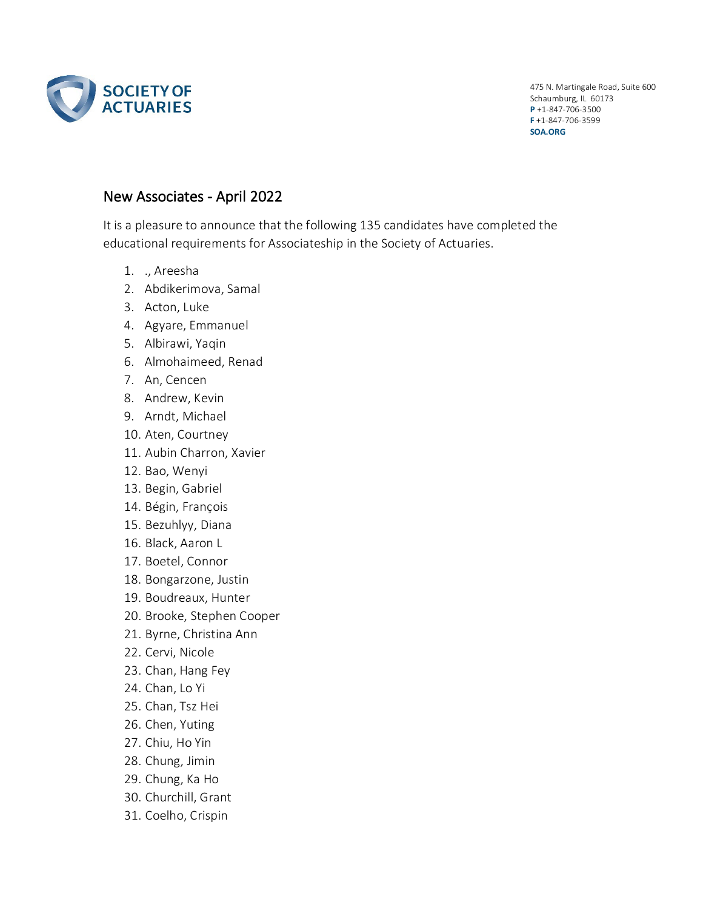SOCIETY OF ACTUARIES

475 N. Martingale Road, Suite 600
Schaumburg, IL 60173
**P** +1-847-706-3500
**F** +1-847-706-3599
**SOA.ORG**

## New Associates - April 2022

It is a pleasure to announce that the following 135 candidates have completed the educational requirements for Associateship in the Society of Actuaries.

1. ., Areesha
2. Abdikerimova, Samal
3. Acton, Luke
4. Agyare, Emmanuel
5. Albirawi, Yaqin
6. Almohaimeed, Renad
7. An, Cencen
8. Andrew, Kevin
9. Arndt, Michael
10. Aten, Courtney
11. Aubin Charron, Xavier
12. Bao, Wenyi
13. Begin, Gabriel
14. Bégin, François
15. Bezuhlyy, Diana
16. Black, Aaron L
17. Boetel, Connor
18. Bongarzone, Justin
19. Boudreaux, Hunter
20. Brooke, Stephen Cooper
21. Byrne, Christina Ann
22. Cervi, Nicole
23. Chan, Hang Fey
24. Chan, Lo Yi
25. Chan, Tsz Hei
26. Chen, Yuting
27. Chiu, Ho Yin
28. Chung, Jimin
29. Chung, Ka Ho
30. Churchill, Grant
31. Coelho, Crispin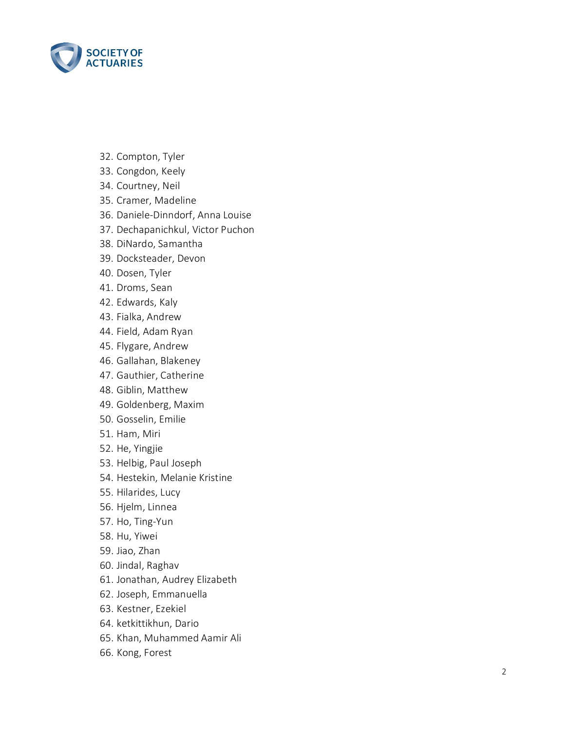32. Compton, Tyler
33. Congdon, Keely
34. Courtney, Neil
35. Cramer, Madeline
36. Daniele-Dinndorf, Anna Louise
37. Dechapanichkul, Victor Puchon
38. DiNardo, Samantha
39. Docksteader, Devon
40. Dosen, Tyler
41. Droms, Sean
42. Edwards, Kaly
43. Fialka, Andrew
44. Field, Adam Ryan
45. Flygare, Andrew
46. Gallahan, Blakeney
47. Gauthier, Catherine
48. Giblin, Matthew
49. Goldenberg, Maxim
50. Gosselin, Emilie
51. Ham, Miri
52. He, Yingjie
53. Helbig, Paul Joseph
54. Hestekin, Melanie Kristine
55. Hilarides, Lucy
56. Hjelm, Linnea
57. Ho, Ting-Yun
58. Hu, Yiwei
59. Jiao, Zhan
60. Jindal, Raghav
61. Jonathan, Audrey Elizabeth
62. Joseph, Emmanuella
63. Kestner, Ezekiel
64. ketkittikhun, Dario
65. Khan, Muhammed Aamir Ali
66. Kong, Forest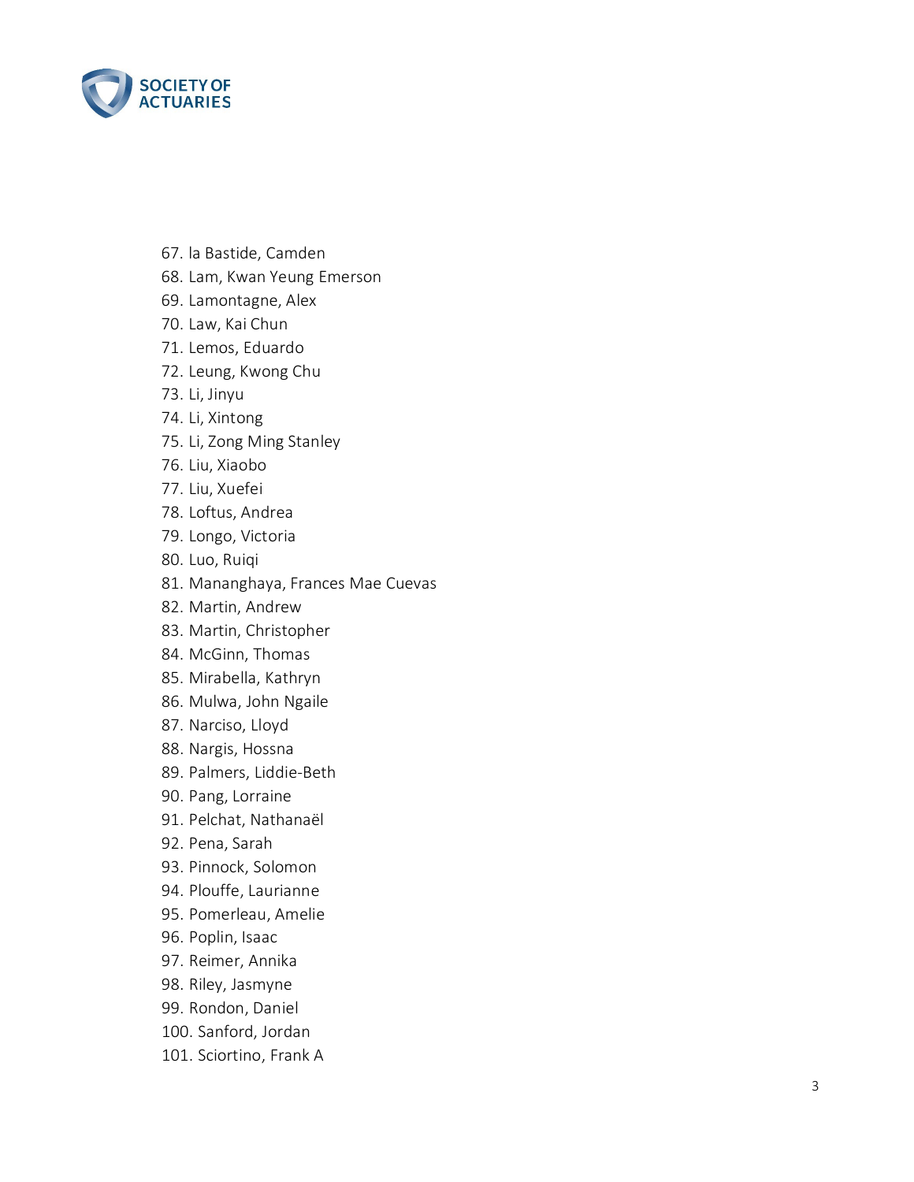67. la Bastide, Camden
68. Lam, Kwan Yeung Emerson
69. Lamontagne, Alex
70. Law, Kai Chun
71. Lemos, Eduardo
72. Leung, Kwong Chu
73. Li, Jinyu
74. Li, Xintong
75. Li, Zong Ming Stanley
76. Liu, Xiaobo
77. Liu, Xuefei
78. Loftus, Andrea
79. Longo, Victoria
80. Luo, Ruiqi
81. Mananghaya, Frances Mae Cuevas
82. Martin, Andrew
83. Martin, Christopher
84. McGinn, Thomas
85. Mirabella, Kathryn
86. Mulwa, John Ngaile
87. Narciso, Lloyd
88. Nargis, Hossna
89. Palmers, Liddie-Beth
90. Pang, Lorraine
91. Pelchat, Nathanaël
92. Pena, Sarah
93. Pinnock, Solomon
94. Plouffe, Laurianne
95. Pomerleau, Amelie
96. Poplin, Isaac
97. Reimer, Annika
98. Riley, Jasmyne
99. Rondon, Daniel
100. Sanford, Jordan
101. Sciortino, Frank A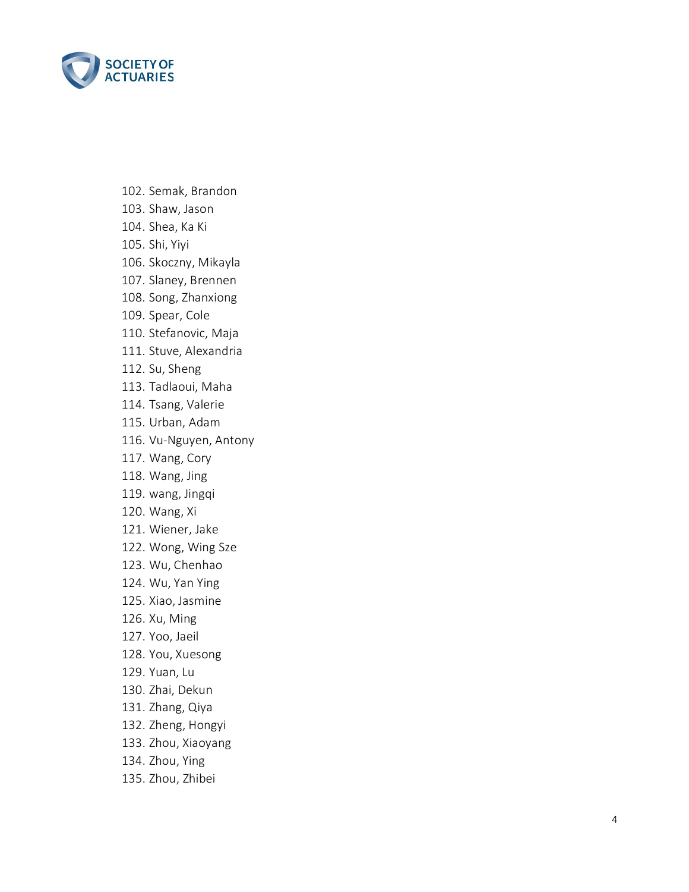102. Semak, Brandon
103. Shaw, Jason
104. Shea, Ka Ki
105. Shi, Yiyi
106. Skoczny, Mikayla
107. Slaney, Brennen
108. Song, Zhanxiong
109. Spear, Cole
110. Stefanovic, Maja
111. Stuve, Alexandria
112. Su, Sheng
113. Tadlaoui, Maha
114. Tsang, Valerie
115. Urban, Adam
116. Vu-Nguyen, Antony
117. Wang, Cory
118. Wang, Jing
119. wang, Jingqi
120. Wang, Xi
121. Wiener, Jake
122. Wong, Wing Sze
123. Wu, Chenhao
124. Wu, Yan Ying
125. Xiao, Jasmine
126. Xu, Ming
127. Yoo, Jaeil
128. You, Xuesong
129. Yuan, Lu
130. Zhai, Dekun
131. Zhang, Qiya
132. Zheng, Hongyi
133. Zhou, Xiaoyang
134. Zhou, Ying
135. Zhou, Zhibei